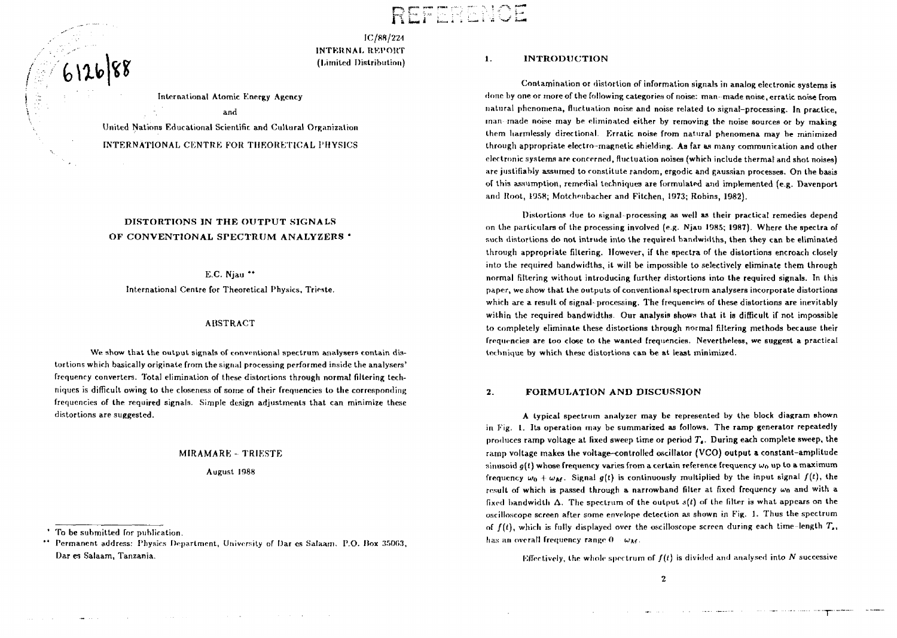REFERENCE

6126/88

IC/88/224
INTERNAL REPORT
(Limited Distribution)

International Atomic Energy Agency

and

United Nations Educational Scientific and Cultural Organization

INTERNATIONAL CENTRE FOR THEORETICAL PHYSICS

# DISTORTIONS IN THE OUTPUT SIGNALS OF CONVENTIONAL SPECTRUM ANALYZERS *

E.C. Njau **

International Centre for Theoretical Physics, Trieste.

## ABSTRACT

We show that the output signals of conventional spectrum analysers contain distortions which basically originate from the signal processing performed inside the analysers' frequency converters. Total elimination of these distortions through normal filtering techniques is difficult owing to the closeness of some of their frequencies to the corresponding frequencies of the required signals. Simple design adjustments that can minimize these distortions are suggested.

MIRAMARE - TRIESTE

August 1988

* To be submitted for publication.

** Permanent address: Physics Department, University of Dar es Salaam, P.O. Box 35063, Dar es Salaam, Tanzania.

## 1. INTRODUCTION

Contamination or distortion of information signals in analog electronic systems is done by one or more of the following categories of noise: man-made noise, erratic noise from natural phenomena, fluctuation noise and noise related to signal-processing. In practice, man-made noise may be eliminated either by removing the noise sources or by making them harmlessly directional. Erratic noise from natural phenomena may be minimized through appropriate electro-magnetic shielding. As far as many communication and other electronic systems are concerned, fluctuation noises (which include thermal and shot noises) are justifiably assumed to constitute random, ergodic and gaussian processes. On the basis of this assumption, remedial techniques are formulated and implemented (e.g. Davenport and Root, 1958; Motchenbacher and Fitchen, 1973; Robins, 1982).

Distortions due to signal-processing as well as their practical remedies depend on the particulars of the processing involved (e.g. Njau 1985; 1987). Where the spectra of such distortions do not intrude into the required bandwidths, then they can be eliminated through appropriate filtering. However, if the spectra of the distortions encroach closely into the required bandwidths, it will be impossible to selectively eliminate them through normal filtering without introducing further distortions into the required signals. In this paper, we show that the outputs of conventional spectrum analysers incorporate distortions which are a result of signal-processing. The frequencies of these distortions are inevitably within the required bandwidths. Our analysis shows that it is difficult if not impossible to completely eliminate these distortions through normal filtering methods because their frequencies are too close to the wanted frequencies. Nevertheless, we suggest a practical technique by which these distortions can be at least minimized.

## 2. FORMULATION AND DISCUSSION

A typical spectrum analyzer may be represented by the block diagram shown in Fig. 1. Its operation may be summarized as follows. The ramp generator repeatedly produces ramp voltage at fixed sweep time or period $T_s$. During each complete sweep, the ramp voltage makes the voltage-controlled oscillator (VCO) output a constant-amplitude sinusoid $g(t)$ whose frequency varies from a certain reference frequency $\omega_0$ up to a maximum frequency $\omega_0 + \omega_M$. Signal $g(t)$ is continuously multiplied by the input signal $f(t)$, the result of which is passed through a narrowband filter at fixed frequency $\omega_0$ and with a fixed bandwidth $\Delta$. The spectrum of the output $s(t)$ of the filter is what appears on the oscilloscope screen after some envelope detection as shown in Fig. 1. Thus the spectrum of $f(t)$, which is fully displayed over the oscilloscope screen during each time-length $T_s$, has an overall frequency range $0 - \omega_M$.

Effectively, the whole spectrum of $f(t)$ is divided and analysed into $N$ successive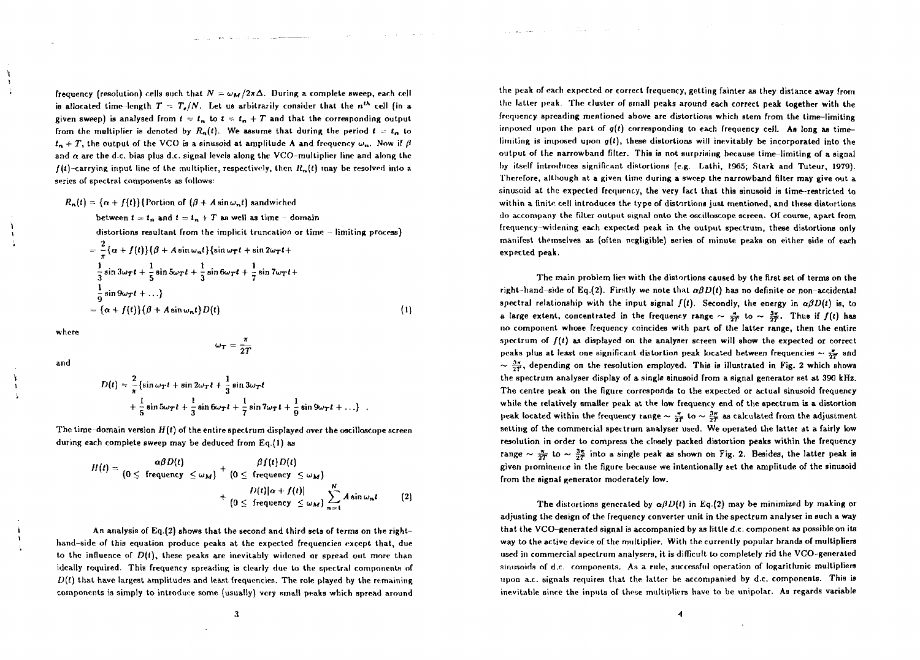frequency (resolution) cells such that $N = \omega_M / 2\pi\Delta$. During a complete sweep, each cell is allocated time-length $T = T_s/N$. Let us arbitrarily consider that the $n^{th}$ cell (in a given sweep) is analysed from $t = t_n$ to $t = t_n + T$ and that the corresponding output from the multiplier is denoted by $R_n(t)$. We assume that during the period $t = t_n$ to $t_n + T$, the output of the VCO is a sinusoid at amplitude A and frequency $\omega_n$. Now if $\beta$ and $\alpha$ are the d.c. bias plus d.c. signal levels along the VCO–multiplier line and along the $f(t)$–carrying input line of the multiplier, respectively, then $R_n(t)$ may be resolved into a series of spectral components as follows:

$$
\begin{aligned}
R_n(t) &= \{\alpha + f(t)\}\{\text{Portion of } (\beta + A\sin\omega_n t) \text{ sandwiched} \\
&\quad \text{between } t = t_n \text{ and } t = t_n + T \text{ as well as time – domain} \\
&\quad \text{distortions resultant from the implicit truncation or time – limiting process}\} \\
&= \frac{2}{\pi}\{\alpha + f(t)\}(\beta + A\sin\omega_n t)\{\sin\omega_T t + \sin 2\omega_T t + \\
&\quad \frac{1}{3}\sin 3\omega_T t + \frac{1}{5}\sin 5\omega_T t + \frac{1}{3}\sin 6\omega_T t + \frac{1}{7}\sin 7\omega_T t + \\
&\quad \frac{1}{9}\sin 9\omega_T t + \ldots\} \\
&= \{\alpha + f(t)\}\{\beta + A\sin\omega_n t\}D(t) \qquad (1)
\end{aligned}
$$

where

$$\omega_T = \frac{\pi}{2T}$$

and

$$
\begin{aligned}
D(t) = \frac{2}{\pi}\{&\sin\omega_T t + \sin 2\omega_T t + \frac{1}{3}\sin 3\omega_T t \\
&+ \frac{1}{5}\sin 5\omega_T t + \frac{1}{3}\sin 6\omega_T t + \frac{1}{7}\sin 7\omega_T t + \frac{1}{9}\sin 9\omega_T t + \ldots\} \ .
\end{aligned}
$$

The time-domain version $H(t)$ of the entire spectrum displayed over the oscilloscope screen during each complete sweep may be deduced from Eq.(1) as

$$
H(t) = \underset{(0 \le \text{ frequency } \le \omega_M)}{\alpha\beta D(t)} + \underset{(0 \le \text{ frequency } \le \omega_M)}{\beta f(t) D(t)} + \underset{(0 \le \text{ frequency } \le \omega_M)}{D(t)[\alpha + f(t)]} \sum_{n=1}^{N} A\sin\omega_n t \qquad (2)
$$

An analysis of Eq.(2) shows that the second and third sets of terms on the right-hand-side of this equation produce peaks at the expected frequencies except that, due to the influence of $D(t)$, these peaks are inevitably widened or spread out more than ideally required. This frequency spreading is clearly due to the spectral components of $D(t)$ that have largest amplitudes and least frequencies. The role played by the remaining components is simply to introduce some (usually) very small peaks which spread around the peak of each expected or correct frequency, getting fainter as they distance away from the latter peak. The cluster of small peaks around each correct peak together with the frequency spreading mentioned above are distortions which stem from the time-limiting imposed upon the part of $g(t)$ corresponding to each frequency cell. As long as time-limiting is imposed upon $g(t)$, these distortions will inevitably be incorporated into the output of the narrowband filter. This is not surprising because time-limiting of a signal by itself introduces significant distortions (e.g. Lathi, 1965; Stark and Tuteur, 1979). Therefore, although at a given time during a sweep the narrowband filter may give out a sinusoid at the expected frequency, the very fact that this sinusoid is time-restricted to within a finite cell introduces the type of distortions just mentioned, and these distortions do accompany the filter output signal onto the oscilloscope screen. Of course, apart from frequency-widening each expected peak in the output spectrum, these distortions only manifest themselves as (often negligible) series of minute peaks on either side of each expected peak.

The main problem lies with the distortions caused by the first set of terms on the right-hand-side of Eq.(2). Firstly we note that $\alpha\beta D(t)$ has no definite or non-accidental spectral relationship with the input signal $f(t)$. Secondly, the energy in $\alpha\beta D(t)$ is, to a large extent, concentrated in the frequency range $\sim \frac{\pi}{2T}$ to $\sim \frac{3\pi}{2T}$. Thus if $f(t)$ has no component whose frequency coincides with part of the latter range, then the entire spectrum of $f(t)$ as displayed on the analyser screen will show the expected or correct peaks plus at least one significant distortion peak located between frequencies $\sim \frac{\pi}{2T}$ and $\sim \frac{3\pi}{2T}$, depending on the resolution employed. This is illustrated in Fig. 2 which shows the spectrum analyser display of a single sinusoid from a signal generator set at 390 kHz. The centre peak on the figure corresponds to the expected or actual sinusoid frequency while the relatively smaller peak at the low frequency end of the spectrum is a distortion peak located within the frequency range $\sim \frac{\pi}{2T}$ to $\sim \frac{3\pi}{2T}$ as calculated from the adjustment setting of the commercial spectrum analyser used. We operated the latter at a fairly low resolution in order to compress the closely packed distortion peaks within the frequency range $\sim \frac{\pi}{2T}$ to $\sim \frac{3\pi}{2T}$ into a single peak as shown on Fig. 2. Besides, the latter peak is given prominence in the figure because we intentionally set the amplitude of the sinusoid from the signal generator moderately low.

The distortions generated by $\alpha\beta D(t)$ in Eq.(2) may be minimized by making or adjusting the design of the frequency converter unit in the spectrum analyser in such a way that the VCO-generated signal is accompanied by as little d.c. component as possible on its way to the active device of the multiplier. With the currently popular brands of multipliers used in commercial spectrum analysers, it is difficult to completely rid the VCO-generated sinusoids of d.c. components. As a rule, successful operation of logarithmic multipliers upon a.c. signals requires that the latter be accompanied by d.c. components. This is inevitable since the inputs of these multipliers have to be unipolar. As regards variable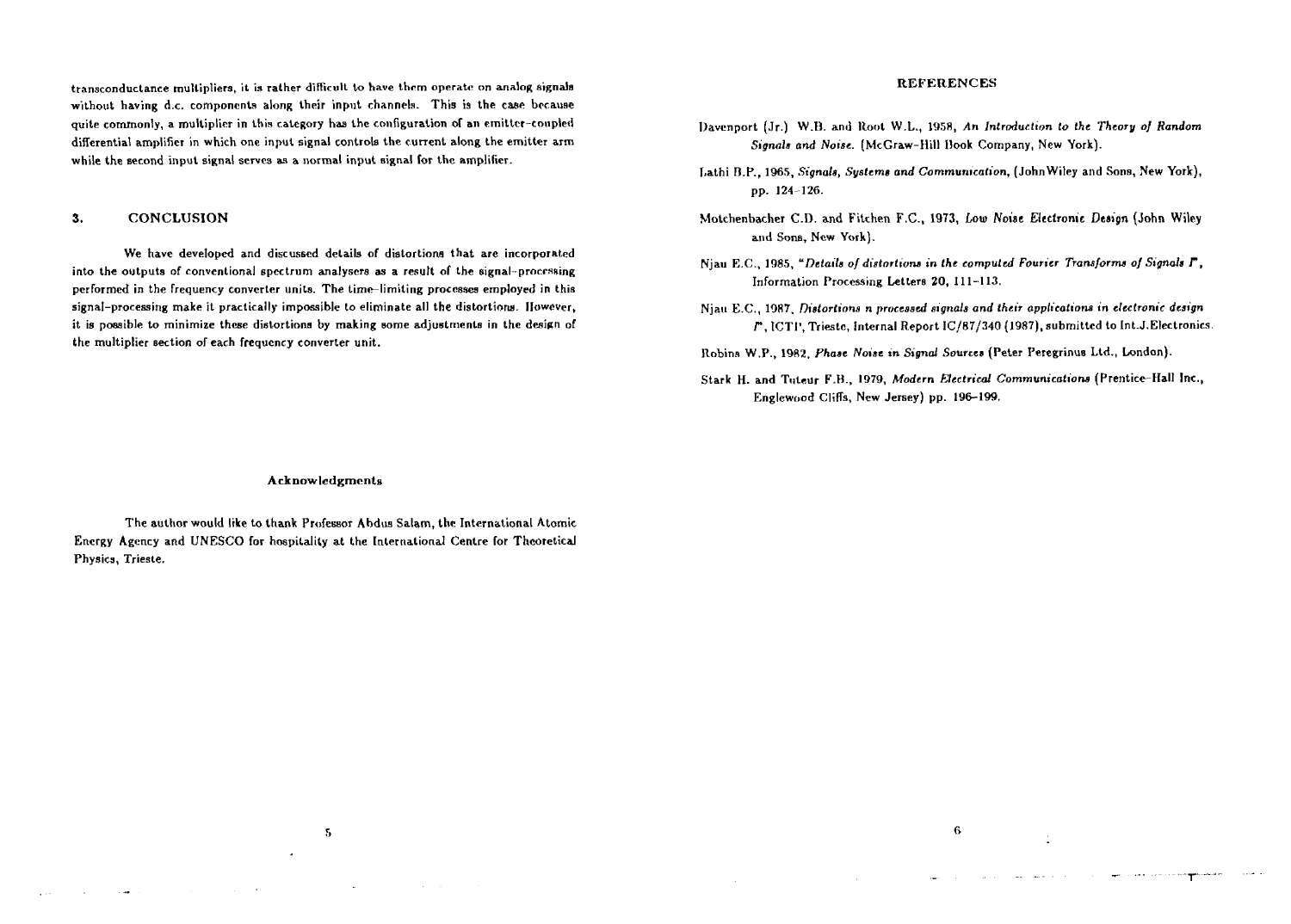transconductance multipliers, it is rather difficult to have them operate on analog signals without having d.c. components along their input channels. This is the case because quite commonly, a multiplier in this category has the configuration of an emitter-coupled differential amplifier in which one input signal controls the current along the emitter arm while the second input signal serves as a normal input signal for the amplifier.

## 3. CONCLUSION

We have developed and discussed details of distortions that are incorporated into the outputs of conventional spectrum analysers as a result of the signal-processing performed in the frequency converter units. The time-limiting processes employed in this signal-processing make it practically impossible to eliminate all the distortions. However, it is possible to minimize these distortions by making some adjustments in the design of the multiplier section of each frequency converter unit.

### Acknowledgments

The author would like to thank Professor Abdus Salam, the International Atomic Energy Agency and UNESCO for hospitality at the International Centre for Theoretical Physics, Trieste.

## REFERENCES

Davenport (Jr.) W.B. and Root W.L., 1958, *An Introduction to the Theory of Random Signals and Noise.* (McGraw-Hill Book Company, New York).

Lathi B.P., 1965, *Signals, Systems and Communication,* (JohnWiley and Sons, New York), pp. 124-126.

Motchenbacher C.D. and Fitchen F.C., 1973, *Low Noise Electronic Design* (John Wiley and Sons, New York).

Njau E.C., 1985, *"Details of distortions in the computed Fourier Transforms of Signals I"*, Information Processing Letters **20**, 111-113.

Njau E.C., 1987, *Distortions n processed signals and their applications in electronic design I*, ICTP, Trieste, Internal Report IC/87/340 (1987), submitted to Int.J.Electronics.

Robins W.P., 1982, *Phase Noise in Signal Sources* (Peter Peregrinus Ltd., London).

Stark H. and Tuteur F.B., 1979, *Modern Electrical Communications* (Prentice-Hall Inc., Englewood Cliffs, New Jersey) pp. 196-199.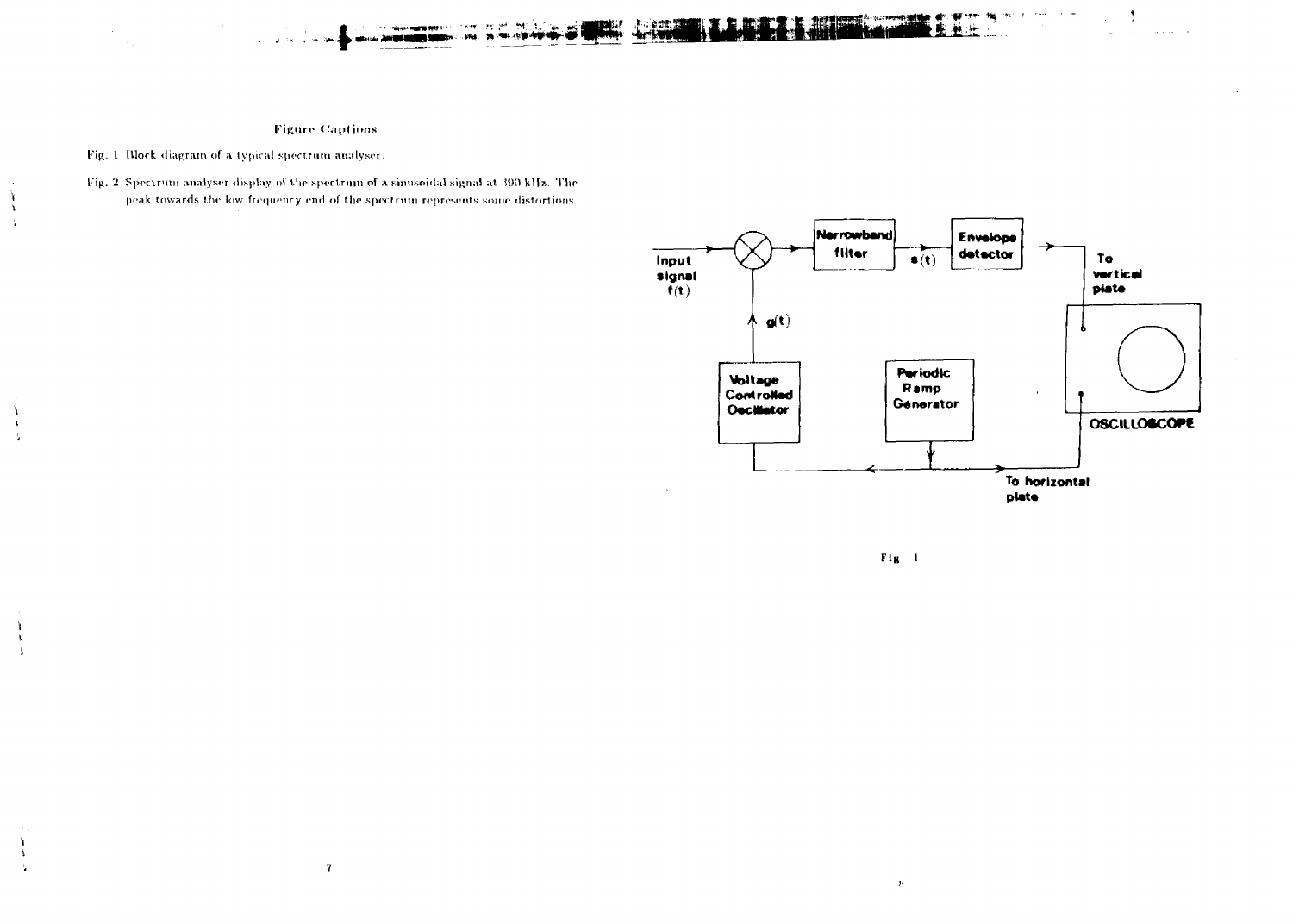## Figure Captions

Fig. 1 Block diagram of a typical spectrum analyser.

Fig. 2 Spectrum analyser display of the spectrum of a sinusoidal signal at 390 kHz. The peak towards the low frequency end of the spectrum represents some distortions.

Input signal $f(t)$

$g(t)$

Narrowband filter

$s(t)$

Envelope detector

To vertical plate

Voltage Controlled Oscillator

Periodic Ramp Generator

OSCILLOSCOPE

To horizontal plate

Fig. 1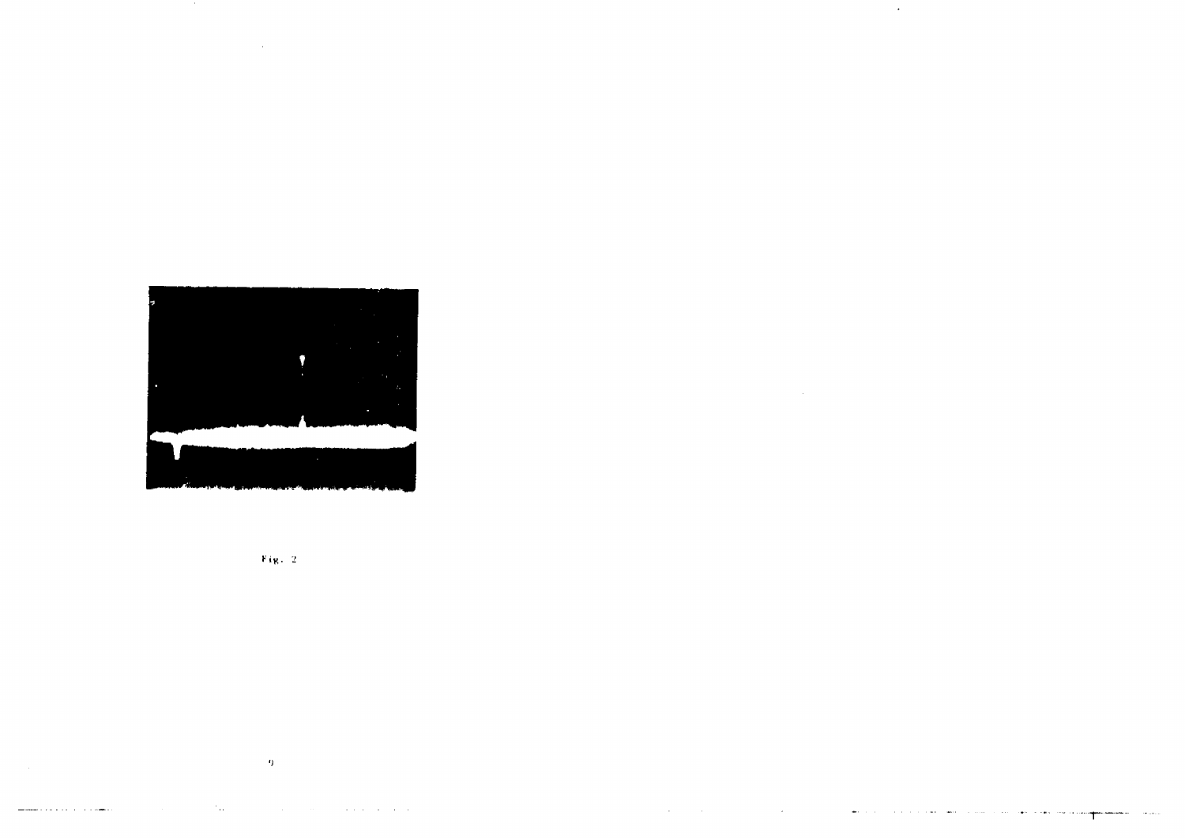Fig. 2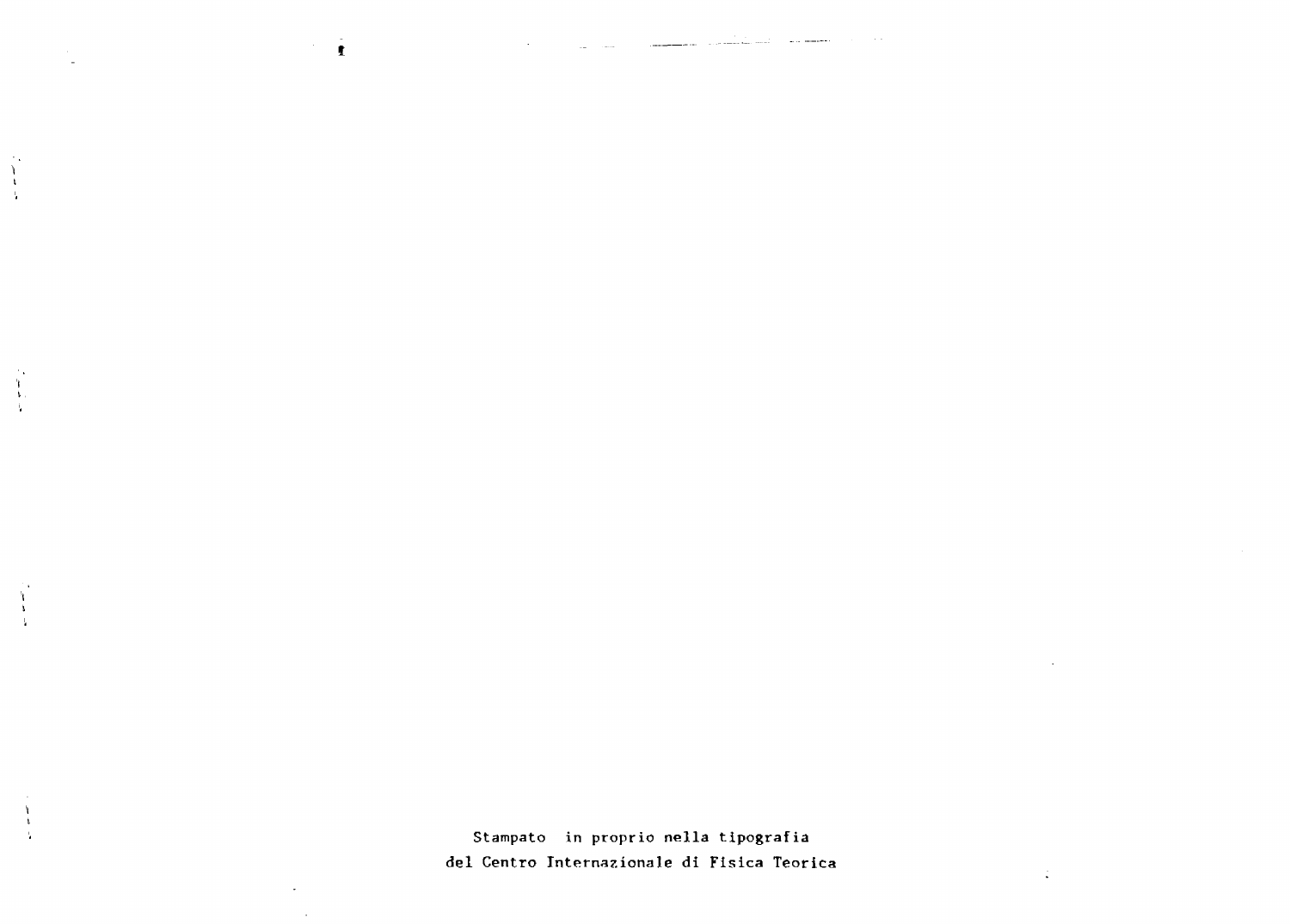Stampato in proprio nella tipografia
del Centro Internazionale di Fisica Teorica